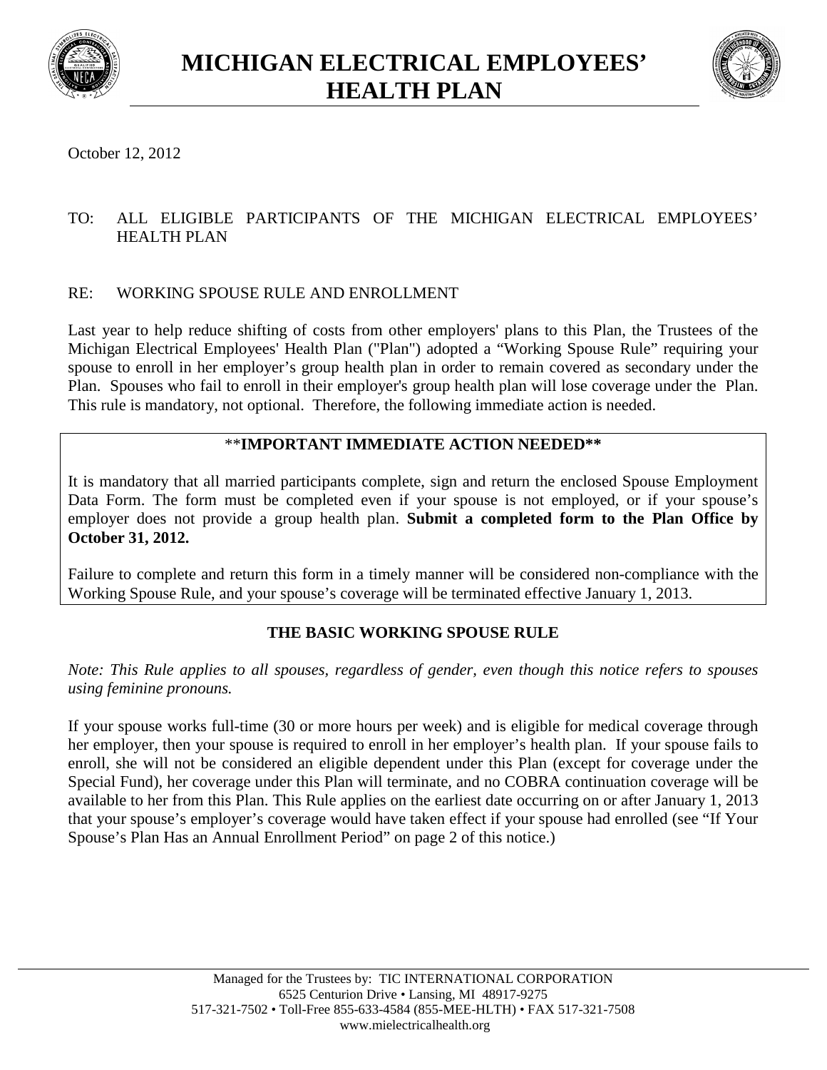# MICHIGAN ELECTRICAL EMPLOYEES' HEALTH PLAN

October 12, 2012

TO: ALL ELIGIBLE PARTICIPANTS OF THE MICHIGAN ELECTRICAL EMPLOYEES' HEALTH PLAN

RE: WORKING SPOUSE RULE AND ENROLLMENT

Last year to help reduce shifting of costs from other employers' plans to this Plan, the Trustees of the Michigan Electrical Employees' Health Plan ("Plan") adopted a "Working Spouse Rule" requiring your spouse to enroll in her employer's group health plan in order to remain covered as secondary under the Plan. Spouses who fail to enroll in their employer's group health plan will lose coverage under the Plan. This rule is mandatory, not optional. Therefore, the following immediate action is needed.

**\*\*IMPORTANT IMMEDIATE ACTION NEEDED\*\***

It is mandatory that all married participants complete, sign and return the enclosed Spouse Employment Data Form. The form must be completed even if your spouse is not employed, or if your spouse's employer does not provide a group health plan. **Submit a completed form to the Plan Office by October 31, 2012.**

Failure to complete and return this form in a timely manner will be considered non-compliance with the Working Spouse Rule, and your spouse's coverage will be terminated effective January 1, 2013.

## THE BASIC WORKING SPOUSE RULE

*Note: This Rule applies to all spouses, regardless of gender, even though this notice refers to spouses using feminine pronouns.*

If your spouse works full-time (30 or more hours per week) and is eligible for medical coverage through her employer, then your spouse is required to enroll in her employer's health plan. If your spouse fails to enroll, she will not be considered an eligible dependent under this Plan (except for coverage under the Special Fund), her coverage under this Plan will terminate, and no COBRA continuation coverage will be available to her from this Plan. This Rule applies on the earliest date occurring on or after January 1, 2013 that your spouse's employer's coverage would have taken effect if your spouse had enrolled (see "If Your Spouse's Plan Has an Annual Enrollment Period" on page 2 of this notice.)

Managed for the Trustees by: TIC INTERNATIONAL CORPORATION
6525 Centurion Drive • Lansing, MI 48917-9275
517-321-7502 • Toll-Free 855-633-4584 (855-MEE-HLTH) • FAX 517-321-7508
www.mielectricalhealth.org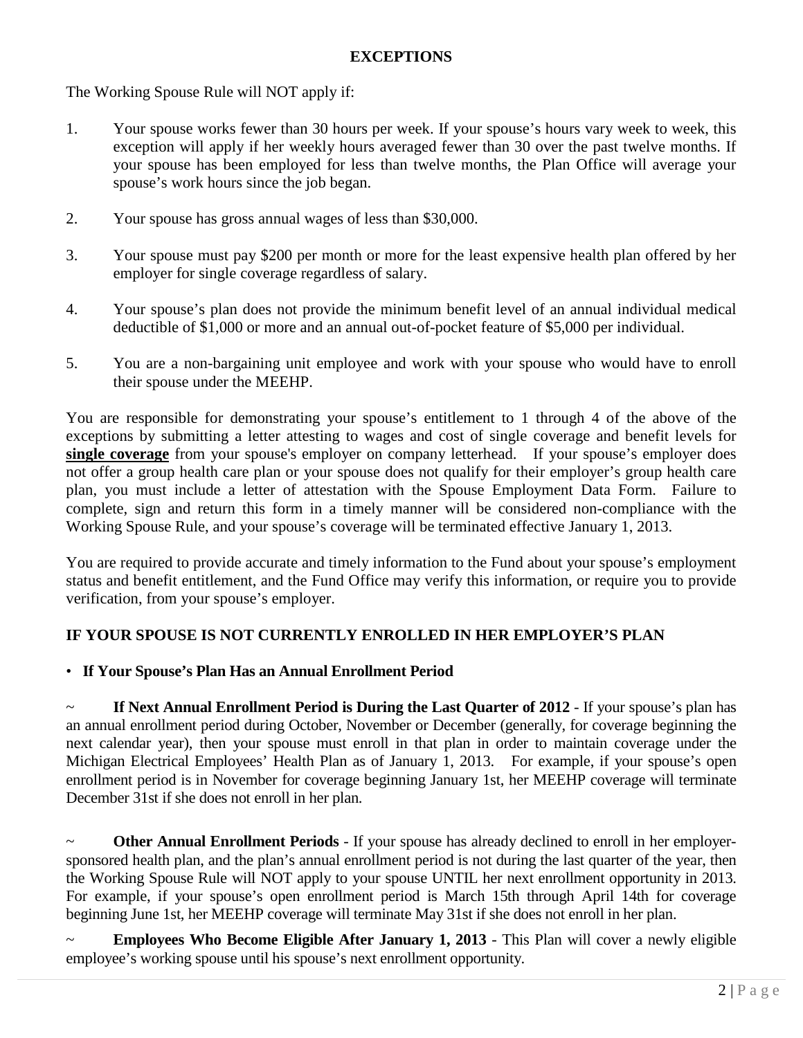## EXCEPTIONS

The Working Spouse Rule will NOT apply if:

1. Your spouse works fewer than 30 hours per week. If your spouse's hours vary week to week, this exception will apply if her weekly hours averaged fewer than 30 over the past twelve months. If your spouse has been employed for less than twelve months, the Plan Office will average your spouse's work hours since the job began.

2. Your spouse has gross annual wages of less than $30,000.

3. Your spouse must pay $200 per month or more for the least expensive health plan offered by her employer for single coverage regardless of salary.

4. Your spouse's plan does not provide the minimum benefit level of an annual individual medical deductible of $1,000 or more and an annual out-of-pocket feature of $5,000 per individual.

5. You are a non-bargaining unit employee and work with your spouse who would have to enroll their spouse under the MEEHP.

You are responsible for demonstrating your spouse's entitlement to 1 through 4 of the above of the exceptions by submitting a letter attesting to wages and cost of single coverage and benefit levels for **single coverage** from your spouse's employer on company letterhead. If your spouse's employer does not offer a group health care plan or your spouse does not qualify for their employer's group health care plan, you must include a letter of attestation with the Spouse Employment Data Form. Failure to complete, sign and return this form in a timely manner will be considered non-compliance with the Working Spouse Rule, and your spouse's coverage will be terminated effective January 1, 2013.

You are required to provide accurate and timely information to the Fund about your spouse's employment status and benefit entitlement, and the Fund Office may verify this information, or require you to provide verification, from your spouse's employer.

## IF YOUR SPOUSE IS NOT CURRENTLY ENROLLED IN HER EMPLOYER'S PLAN

- **If Your Spouse's Plan Has an Annual Enrollment Period**

~ **If Next Annual Enrollment Period is During the Last Quarter of 2012** - If your spouse's plan has an annual enrollment period during October, November or December (generally, for coverage beginning the next calendar year), then your spouse must enroll in that plan in order to maintain coverage under the Michigan Electrical Employees' Health Plan as of January 1, 2013. For example, if your spouse's open enrollment period is in November for coverage beginning January 1st, her MEEHP coverage will terminate December 31st if she does not enroll in her plan.

~ **Other Annual Enrollment Periods** - If your spouse has already declined to enroll in her employer-sponsored health plan, and the plan's annual enrollment period is not during the last quarter of the year, then the Working Spouse Rule will NOT apply to your spouse UNTIL her next enrollment opportunity in 2013. For example, if your spouse's open enrollment period is March 15th through April 14th for coverage beginning June 1st, her MEEHP coverage will terminate May 31st if she does not enroll in her plan.

~ **Employees Who Become Eligible After January 1, 2013** - This Plan will cover a newly eligible employee's working spouse until his spouse's next enrollment opportunity.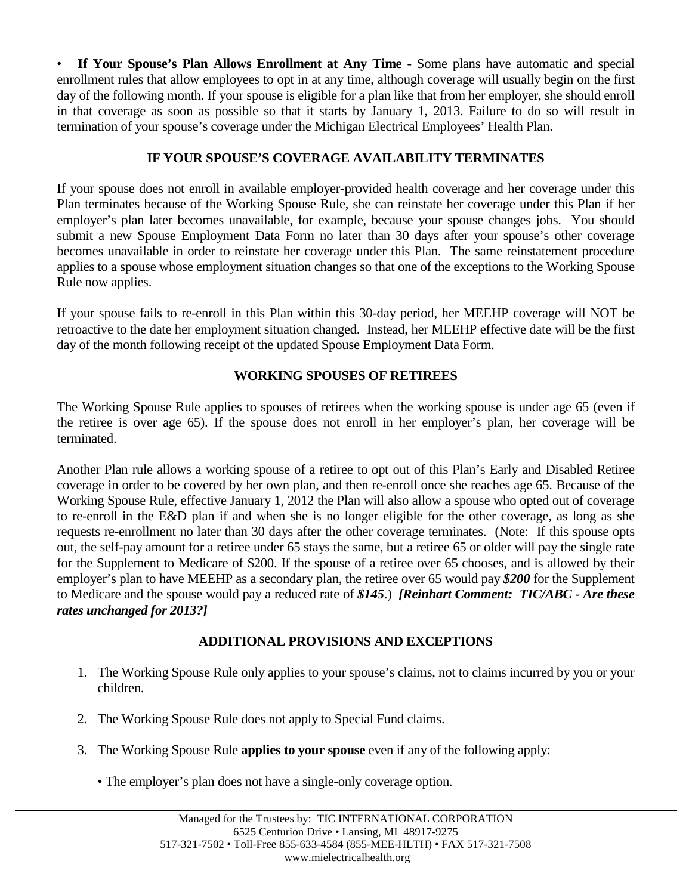- **If Your Spouse's Plan Allows Enrollment at Any Time** - Some plans have automatic and special enrollment rules that allow employees to opt in at any time, although coverage will usually begin on the first day of the following month. If your spouse is eligible for a plan like that from her employer, she should enroll in that coverage as soon as possible so that it starts by January 1, 2013. Failure to do so will result in termination of your spouse's coverage under the Michigan Electrical Employees' Health Plan.

## IF YOUR SPOUSE'S COVERAGE AVAILABILITY TERMINATES

If your spouse does not enroll in available employer-provided health coverage and her coverage under this Plan terminates because of the Working Spouse Rule, she can reinstate her coverage under this Plan if her employer's plan later becomes unavailable, for example, because your spouse changes jobs. You should submit a new Spouse Employment Data Form no later than 30 days after your spouse's other coverage becomes unavailable in order to reinstate her coverage under this Plan. The same reinstatement procedure applies to a spouse whose employment situation changes so that one of the exceptions to the Working Spouse Rule now applies.

If your spouse fails to re-enroll in this Plan within this 30-day period, her MEEHP coverage will NOT be retroactive to the date her employment situation changed. Instead, her MEEHP effective date will be the first day of the month following receipt of the updated Spouse Employment Data Form.

## WORKING SPOUSES OF RETIREES

The Working Spouse Rule applies to spouses of retirees when the working spouse is under age 65 (even if the retiree is over age 65). If the spouse does not enroll in her employer's plan, her coverage will be terminated.

Another Plan rule allows a working spouse of a retiree to opt out of this Plan's Early and Disabled Retiree coverage in order to be covered by her own plan, and then re-enroll once she reaches age 65. Because of the Working Spouse Rule, effective January 1, 2012 the Plan will also allow a spouse who opted out of coverage to re-enroll in the E&D plan if and when she is no longer eligible for the other coverage, as long as she requests re-enrollment no later than 30 days after the other coverage terminates. (Note: If this spouse opts out, the self-pay amount for a retiree under 65 stays the same, but a retiree 65 or older will pay the single rate for the Supplement to Medicare of $200. If the spouse of a retiree over 65 chooses, and is allowed by their employer's plan to have MEEHP as a secondary plan, the retiree over 65 would pay ***$200*** for the Supplement to Medicare and the spouse would pay a reduced rate of ***$145***.) ***[Reinhart Comment: TIC/ABC - Are these rates unchanged for 2013?]***

## ADDITIONAL PROVISIONS AND EXCEPTIONS

1. The Working Spouse Rule only applies to your spouse's claims, not to claims incurred by you or your children.
2. The Working Spouse Rule does not apply to Special Fund claims.
3. The Working Spouse Rule **applies to your spouse** even if any of the following apply:
   - The employer's plan does not have a single-only coverage option.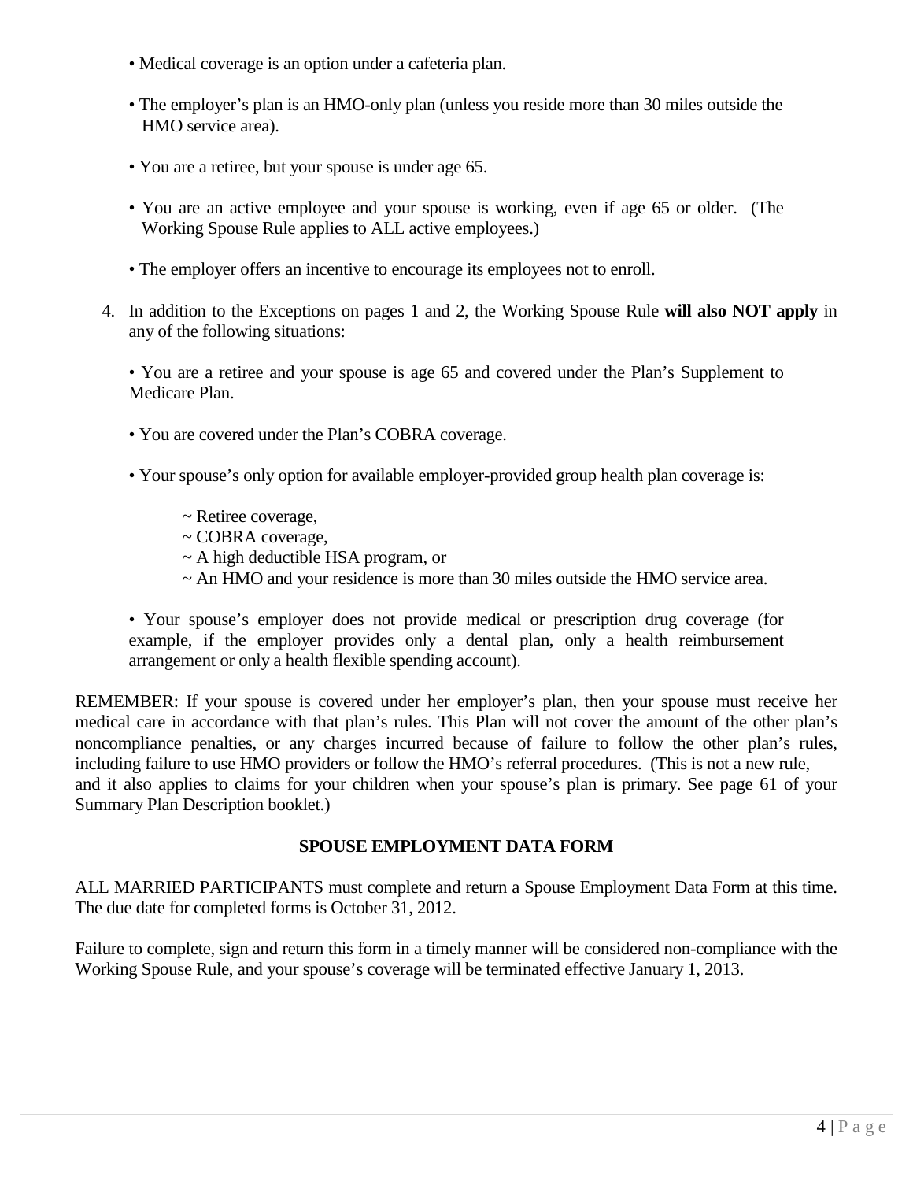- Medical coverage is an option under a cafeteria plan.
- The employer's plan is an HMO-only plan (unless you reside more than 30 miles outside the HMO service area).
- You are a retiree, but your spouse is under age 65.
- You are an active employee and your spouse is working, even if age 65 or older. (The Working Spouse Rule applies to ALL active employees.)
- The employer offers an incentive to encourage its employees not to enroll.

4. In addition to the Exceptions on pages 1 and 2, the Working Spouse Rule **will also NOT apply** in any of the following situations:

   - You are a retiree and your spouse is age 65 and covered under the Plan's Supplement to Medicare Plan.
   - You are covered under the Plan's COBRA coverage.
   - Your spouse's only option for available employer-provided group health plan coverage is:
     - ~ Retiree coverage,
     - ~ COBRA coverage,
     - ~ A high deductible HSA program, or
     - ~ An HMO and your residence is more than 30 miles outside the HMO service area.
   - Your spouse's employer does not provide medical or prescription drug coverage (for example, if the employer provides only a dental plan, only a health reimbursement arrangement or only a health flexible spending account).

REMEMBER: If your spouse is covered under her employer's plan, then your spouse must receive her medical care in accordance with that plan's rules. This Plan will not cover the amount of the other plan's noncompliance penalties, or any charges incurred because of failure to follow the other plan's rules, including failure to use HMO providers or follow the HMO's referral procedures. (This is not a new rule, and it also applies to claims for your children when your spouse's plan is primary. See page 61 of your Summary Plan Description booklet.)

## SPOUSE EMPLOYMENT DATA FORM

ALL MARRIED PARTICIPANTS must complete and return a Spouse Employment Data Form at this time. The due date for completed forms is October 31, 2012.

Failure to complete, sign and return this form in a timely manner will be considered non-compliance with the Working Spouse Rule, and your spouse's coverage will be terminated effective January 1, 2013.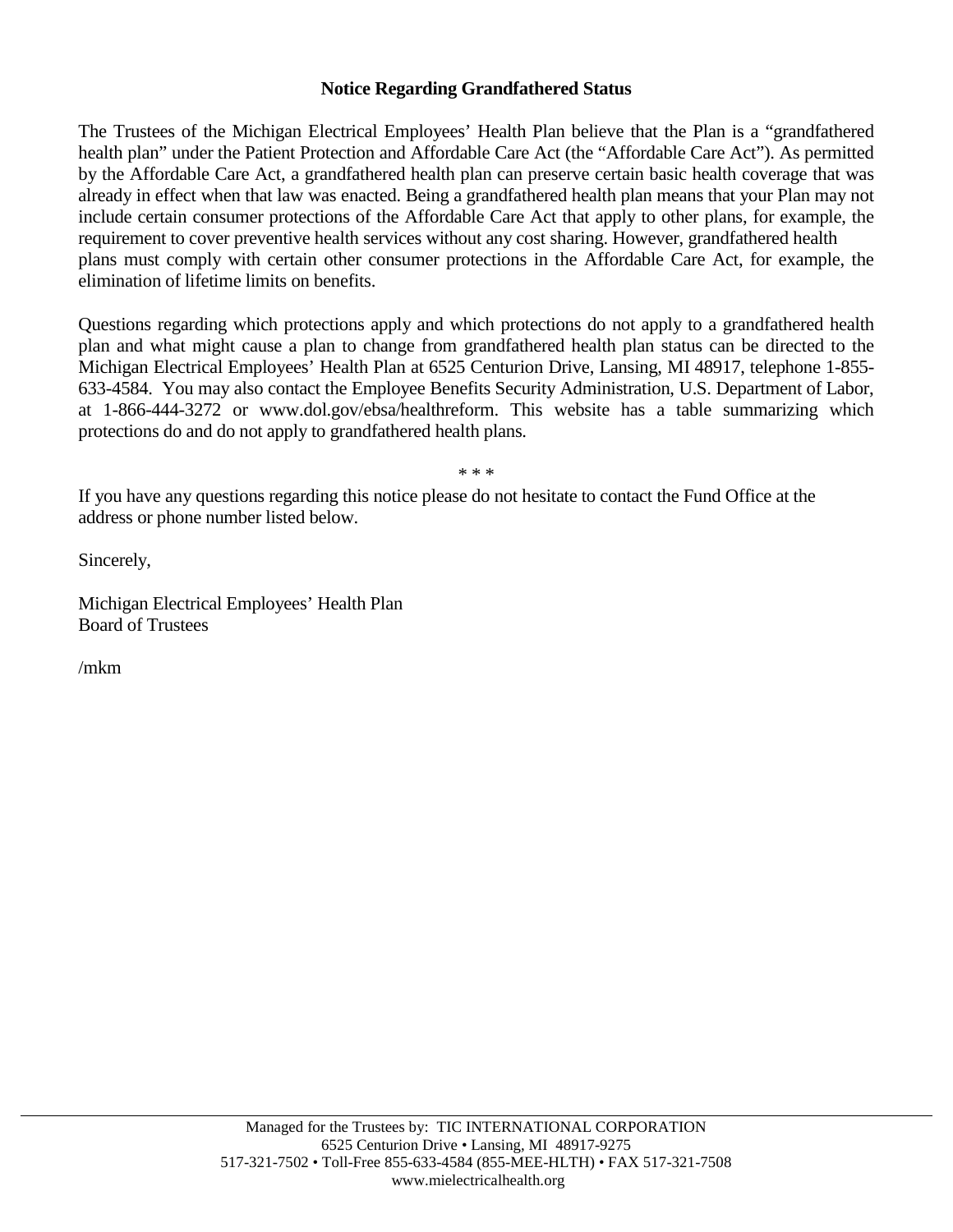**Notice Regarding Grandfathered Status**

The Trustees of the Michigan Electrical Employees' Health Plan believe that the Plan is a "grandfathered health plan" under the Patient Protection and Affordable Care Act (the "Affordable Care Act"). As permitted by the Affordable Care Act, a grandfathered health plan can preserve certain basic health coverage that was already in effect when that law was enacted. Being a grandfathered health plan means that your Plan may not include certain consumer protections of the Affordable Care Act that apply to other plans, for example, the requirement to cover preventive health services without any cost sharing. However, grandfathered health plans must comply with certain other consumer protections in the Affordable Care Act, for example, the elimination of lifetime limits on benefits.

Questions regarding which protections apply and which protections do not apply to a grandfathered health plan and what might cause a plan to change from grandfathered health plan status can be directed to the Michigan Electrical Employees' Health Plan at 6525 Centurion Drive, Lansing, MI 48917, telephone 1-855-633-4584. You may also contact the Employee Benefits Security Administration, U.S. Department of Labor, at 1-866-444-3272 or www.dol.gov/ebsa/healthreform. This website has a table summarizing which protections do and do not apply to grandfathered health plans.

\* \* \*

If you have any questions regarding this notice please do not hesitate to contact the Fund Office at the address or phone number listed below.

Sincerely,

Michigan Electrical Employees' Health Plan
Board of Trustees

/mkm

---

Managed for the Trustees by: TIC INTERNATIONAL CORPORATION
6525 Centurion Drive • Lansing, MI 48917-9275
517-321-7502 • Toll-Free 855-633-4584 (855-MEE-HLTH) • FAX 517-321-7508
www.mielectricalhealth.org